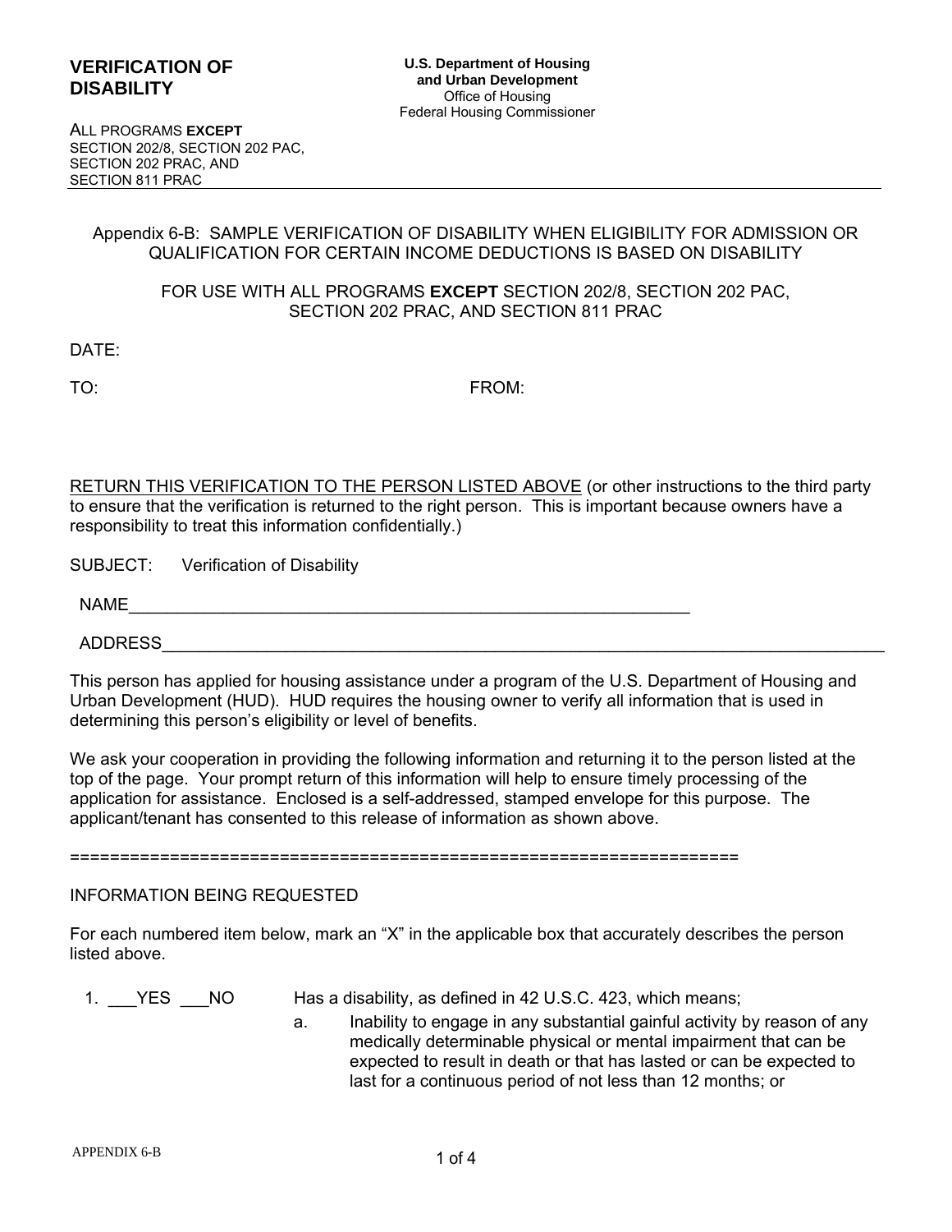# VERIFICATION OF DISABILITY

**U.S. Department of Housing and Urban Development**
Office of Housing
Federal Housing Commissioner

ALL PROGRAMS **EXCEPT**
SECTION 202/8, SECTION 202 PAC,
SECTION 202 PRAC, AND
SECTION 811 PRAC

---

Appendix 6-B: SAMPLE VERIFICATION OF DISABILITY WHEN ELIGIBILITY FOR ADMISSION OR QUALIFICATION FOR CERTAIN INCOME DEDUCTIONS IS BASED ON DISABILITY

FOR USE WITH ALL PROGRAMS **EXCEPT** SECTION 202/8, SECTION 202 PAC, SECTION 202 PRAC, AND SECTION 811 PRAC

DATE:

TO: FROM:

RETURN THIS VERIFICATION TO THE PERSON LISTED ABOVE (or other instructions to the third party to ensure that the verification is returned to the right person. This is important because owners have a responsibility to treat this information confidentially.)

SUBJECT: Verification of Disability

NAME______________________________________________________________

ADDRESS____________________________________________________________________________

This person has applied for housing assistance under a program of the U.S. Department of Housing and Urban Development (HUD). HUD requires the housing owner to verify all information that is used in determining this person's eligibility or level of benefits.

We ask your cooperation in providing the following information and returning it to the person listed at the top of the page. Your prompt return of this information will help to ensure timely processing of the application for assistance. Enclosed is a self-addressed, stamped envelope for this purpose. The applicant/tenant has consented to this release of information as shown above.

==================================================================

INFORMATION BEING REQUESTED

For each numbered item below, mark an "X" in the applicable box that accurately describes the person listed above.

1. ___YES ___NO Has a disability, as defined in 42 U.S.C. 423, which means;

   a. Inability to engage in any substantial gainful activity by reason of any medically determinable physical or mental impairment that can be expected to result in death or that has lasted or can be expected to last for a continuous period of not less than 12 months; or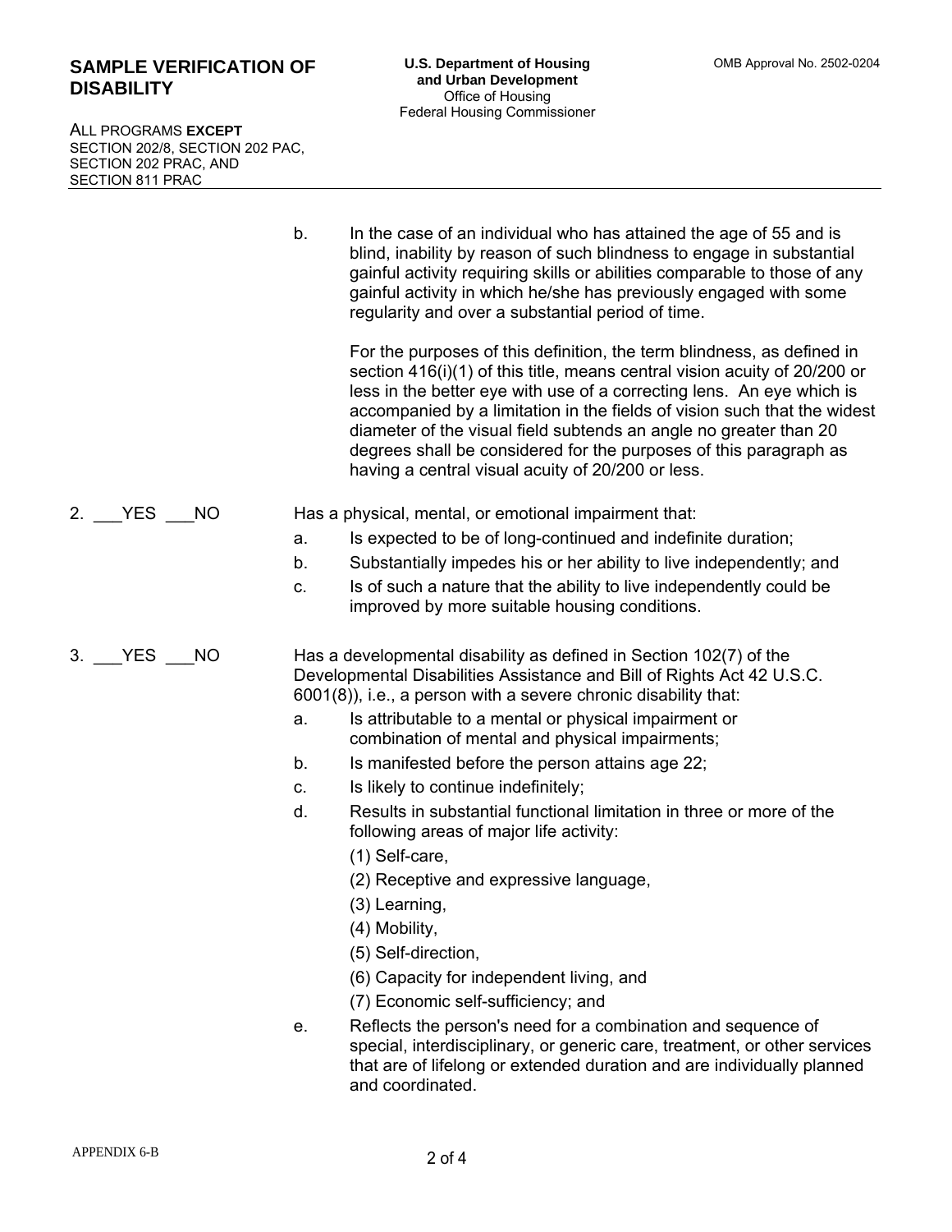b. In the case of an individual who has attained the age of 55 and is blind, inability by reason of such blindness to engage in substantial gainful activity requiring skills or abilities comparable to those of any gainful activity in which he/she has previously engaged with some regularity and over a substantial period of time.

For the purposes of this definition, the term blindness, as defined in section 416(i)(1) of this title, means central vision acuity of 20/200 or less in the better eye with use of a correcting lens. An eye which is accompanied by a limitation in the fields of vision such that the widest diameter of the visual field subtends an angle no greater than 20 degrees shall be considered for the purposes of this paragraph as having a central visual acuity of 20/200 or less.

2. \_\_\_YES \_\_\_NO Has a physical, mental, or emotional impairment that:

a. Is expected to be of long-continued and indefinite duration;

b. Substantially impedes his or her ability to live independently; and

c. Is of such a nature that the ability to live independently could be improved by more suitable housing conditions.

3. \_\_\_YES \_\_\_NO Has a developmental disability as defined in Section 102(7) of the Developmental Disabilities Assistance and Bill of Rights Act 42 U.S.C. 6001(8)), i.e., a person with a severe chronic disability that:

a. Is attributable to a mental or physical impairment or combination of mental and physical impairments;

b. Is manifested before the person attains age 22;

c. Is likely to continue indefinitely;

d. Results in substantial functional limitation in three or more of the following areas of major life activity:

(1) Self-care,

(2) Receptive and expressive language,

(3) Learning,

(4) Mobility,

(5) Self-direction,

(6) Capacity for independent living, and

(7) Economic self-sufficiency; and

e. Reflects the person's need for a combination and sequence of special, interdisciplinary, or generic care, treatment, or other services that are of lifelong or extended duration and are individually planned and coordinated.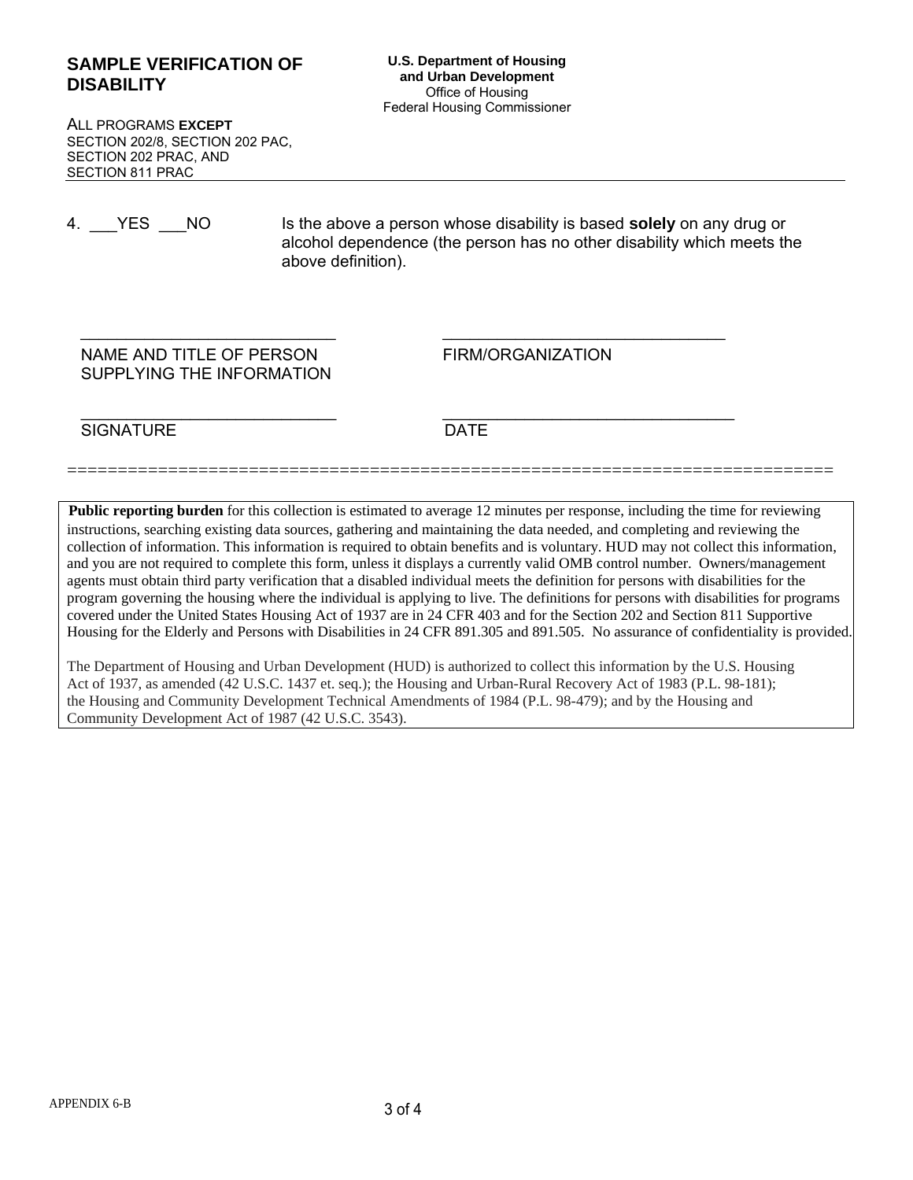**SAMPLE VERIFICATION OF DISABILITY**

**U.S. Department of Housing and Urban Development**
Office of Housing
Federal Housing Commissioner

ALL PROGRAMS **EXCEPT**
SECTION 202/8, SECTION 202 PAC,
SECTION 202 PRAC, AND
SECTION 811 PRAC

---

4. ___YES ___NO Is the above a person whose disability is based **solely** on any drug or alcohol dependence (the person has no other disability which meets the above definition).

| ___________________________ | ___________________________ |
|---|---|
| NAME AND TITLE OF PERSON SUPPLYING THE INFORMATION | FIRM/ORGANIZATION |
| ___________________________ | ___________________________ |
| SIGNATURE | DATE |

==========================================================================

**Public reporting burden** for this collection is estimated to average 12 minutes per response, including the time for reviewing instructions, searching existing data sources, gathering and maintaining the data needed, and completing and reviewing the collection of information. This information is required to obtain benefits and is voluntary. HUD may not collect this information, and you are not required to complete this form, unless it displays a currently valid OMB control number. Owners/management agents must obtain third party verification that a disabled individual meets the definition for persons with disabilities for the program governing the housing where the individual is applying to live. The definitions for persons with disabilities for programs covered under the United States Housing Act of 1937 are in 24 CFR 403 and for the Section 202 and Section 811 Supportive Housing for the Elderly and Persons with Disabilities in 24 CFR 891.305 and 891.505. No assurance of confidentiality is provided.

The Department of Housing and Urban Development (HUD) is authorized to collect this information by the U.S. Housing Act of 1937, as amended (42 U.S.C. 1437 et. seq.); the Housing and Urban-Rural Recovery Act of 1983 (P.L. 98-181); the Housing and Community Development Technical Amendments of 1984 (P.L. 98-479); and by the Housing and Community Development Act of 1987 (42 U.S.C. 3543).

APPENDIX 6-B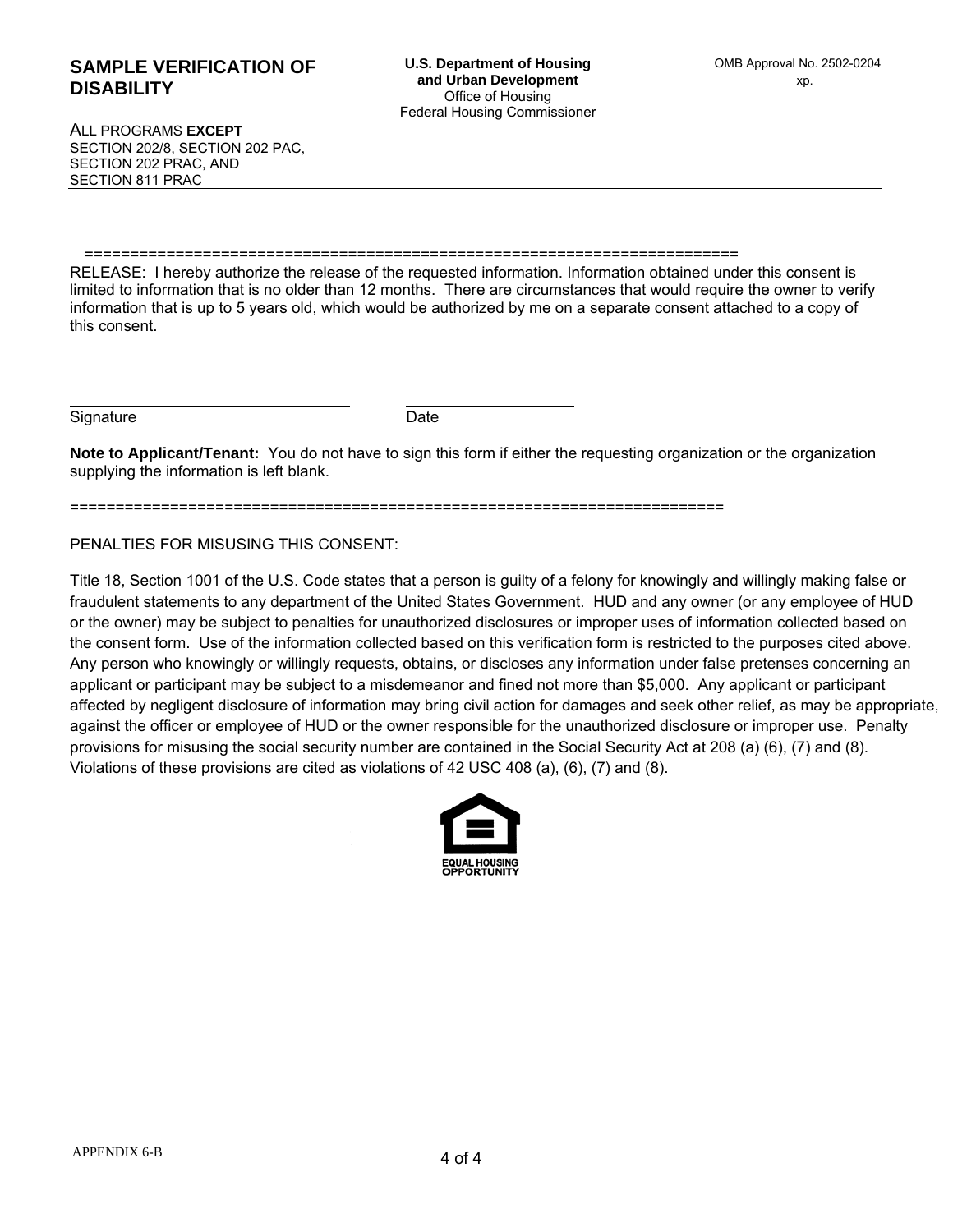**SAMPLE VERIFICATION OF DISABILITY**

**U.S. Department of Housing and Urban Development**
Office of Housing
Federal Housing Commissioner

OMB Approval No. 2502-0204
xp.

ALL PROGRAMS **EXCEPT**
SECTION 202/8, SECTION 202 PAC,
SECTION 202 PRAC, AND
SECTION 811 PRAC

======================================================================

RELEASE: I hereby authorize the release of the requested information. Information obtained under this consent is limited to information that is no older than 12 months. There are circumstances that would require the owner to verify information that is up to 5 years old, which would be authorized by me on a separate consent attached to a copy of this consent.

Signature ______________________ Date ______________

**Note to Applicant/Tenant:** You do not have to sign this form if either the requesting organization or the organization supplying the information is left blank.

======================================================================

PENALTIES FOR MISUSING THIS CONSENT:

Title 18, Section 1001 of the U.S. Code states that a person is guilty of a felony for knowingly and willingly making false or fraudulent statements to any department of the United States Government. HUD and any owner (or any employee of HUD or the owner) may be subject to penalties for unauthorized disclosures or improper uses of information collected based on the consent form. Use of the information collected based on this verification form is restricted to the purposes cited above. Any person who knowingly or willingly requests, obtains, or discloses any information under false pretenses concerning an applicant or participant may be subject to a misdemeanor and fined not more than $5,000. Any applicant or participant affected by negligent disclosure of information may bring civil action for damages and seek other relief, as may be appropriate, against the officer or employee of HUD or the owner responsible for the unauthorized disclosure or improper use. Penalty provisions for misusing the social security number are contained in the Social Security Act at 208 (a) (6), (7) and (8). Violations of these provisions are cited as violations of 42 USC 408 (a), (6), (7) and (8).

EQUAL HOUSING OPPORTUNITY

APPENDIX 6-B